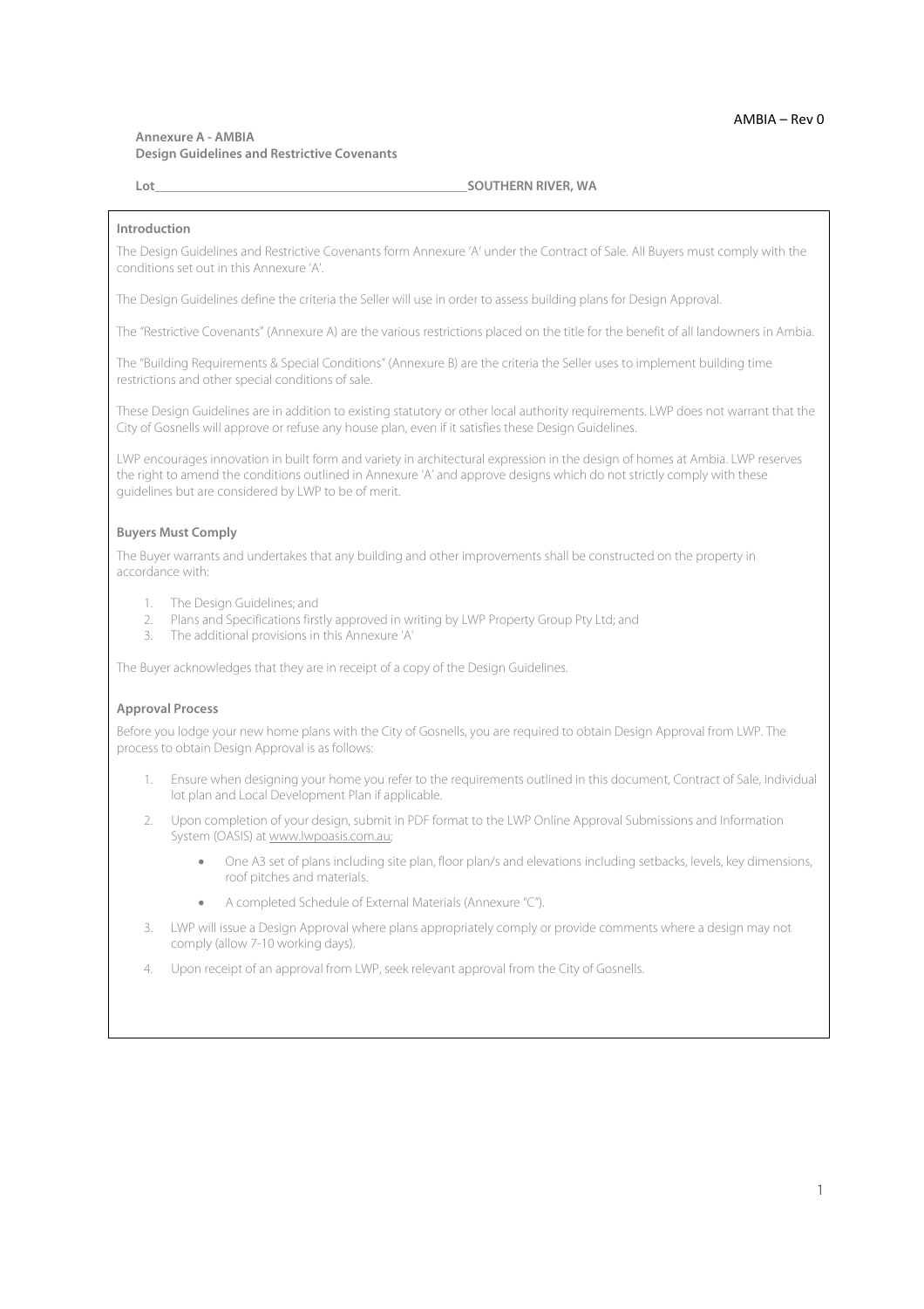**Annexure A - AMBIA**
**Design Guidelines and Restrictive Covenants**

**Lot\_\_\_\_\_\_\_\_\_\_\_\_\_\_\_\_\_\_\_\_\_\_\_\_\_\_\_\_\_\_\_\_\_\_\_\_\_\_\_\_\_\_\_\_\_\_\_\_\_SOUTHERN RIVER, WA**

### Introduction

The Design Guidelines and Restrictive Covenants form Annexure 'A' under the Contract of Sale. All Buyers must comply with the conditions set out in this Annexure 'A'.

The Design Guidelines define the criteria the Seller will use in order to assess building plans for Design Approval.

The "Restrictive Covenants" (Annexure A) are the various restrictions placed on the title for the benefit of all landowners in Ambia.

The "Building Requirements & Special Conditions" (Annexure B) are the criteria the Seller uses to implement building time restrictions and other special conditions of sale.

These Design Guidelines are in addition to existing statutory or other local authority requirements. LWP does not warrant that the City of Gosnells will approve or refuse any house plan, even if it satisfies these Design Guidelines.

LWP encourages innovation in built form and variety in architectural expression in the design of homes at Ambia. LWP reserves the right to amend the conditions outlined in Annexure 'A' and approve designs which do not strictly comply with these guidelines but are considered by LWP to be of merit.

### Buyers Must Comply

The Buyer warrants and undertakes that any building and other improvements shall be constructed on the property in accordance with:

1. The Design Guidelines; and
2. Plans and Specifications firstly approved in writing by LWP Property Group Pty Ltd; and
3. The additional provisions in this Annexure 'A'

The Buyer acknowledges that they are in receipt of a copy of the Design Guidelines.

### Approval Process

Before you lodge your new home plans with the City of Gosnells, you are required to obtain Design Approval from LWP. The process to obtain Design Approval is as follows:

1. Ensure when designing your home you refer to the requirements outlined in this document, Contract of Sale, individual lot plan and Local Development Plan if applicable.
2. Upon completion of your design, submit in PDF format to the LWP Online Approval Submissions and Information System (OASIS) at www.lwpoasis.com.au;
   - One A3 set of plans including site plan, floor plan/s and elevations including setbacks, levels, key dimensions, roof pitches and materials.
   - A completed Schedule of External Materials (Annexure "C").
3. LWP will issue a Design Approval where plans appropriately comply or provide comments where a design may not comply (allow 7-10 working days).
4. Upon receipt of an approval from LWP, seek relevant approval from the City of Gosnells.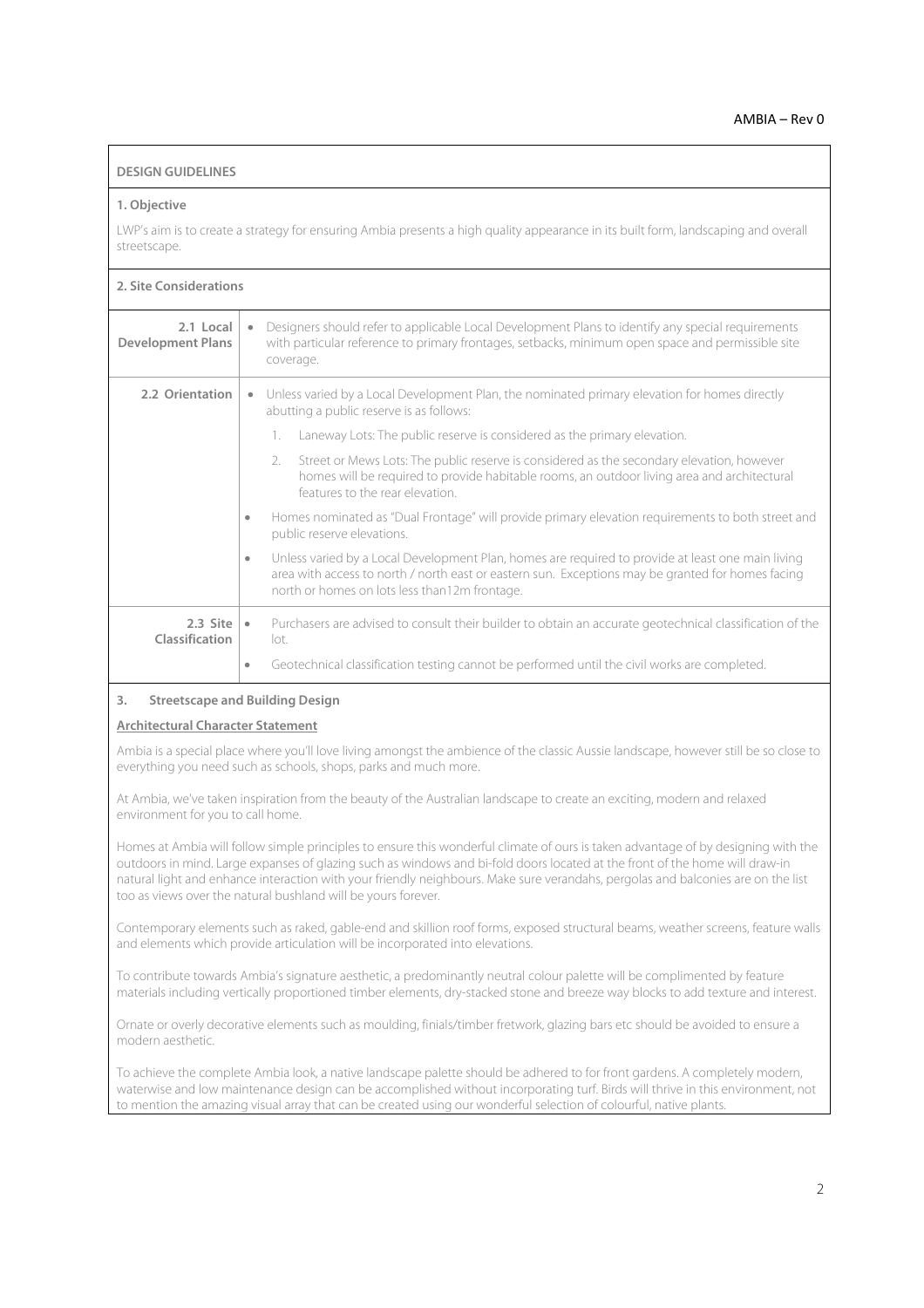## DESIGN GUIDELINES

### 1. Objective

LWP's aim is to create a strategy for ensuring Ambia presents a high quality appearance in its built form, landscaping and overall streetscape.

### 2. Site Considerations

| | |
|---|---|
| **2.1 Local Development Plans** | • Designers should refer to applicable Local Development Plans to identify any special requirements with particular reference to primary frontages, setbacks, minimum open space and permissible site coverage. |
| **2.2 Orientation** | • Unless varied by a Local Development Plan, the nominated primary elevation for homes directly abutting a public reserve is as follows:<br>1. Laneway Lots: The public reserve is considered as the primary elevation.<br>2. Street or Mews Lots: The public reserve is considered as the secondary elevation, however homes will be required to provide habitable rooms, an outdoor living area and architectural features to the rear elevation.<br>• Homes nominated as "Dual Frontage" will provide primary elevation requirements to both street and public reserve elevations.<br>• Unless varied by a Local Development Plan, homes are required to provide at least one main living area with access to north / north east or eastern sun. Exceptions may be granted for homes facing north or homes on lots less than12m frontage. |
| **2.3 Site Classification** | • Purchasers are advised to consult their builder to obtain an accurate geotechnical classification of the lot.<br>• Geotechnical classification testing cannot be performed until the civil works are completed. |

### 3. Streetscape and Building Design

**Architectural Character Statement**

Ambia is a special place where you'll love living amongst the ambience of the classic Aussie landscape, however still be so close to everything you need such as schools, shops, parks and much more.

At Ambia, we've taken inspiration from the beauty of the Australian landscape to create an exciting, modern and relaxed environment for you to call home.

Homes at Ambia will follow simple principles to ensure this wonderful climate of ours is taken advantage of by designing with the outdoors in mind. Large expanses of glazing such as windows and bi-fold doors located at the front of the home will draw-in natural light and enhance interaction with your friendly neighbours. Make sure verandahs, pergolas and balconies are on the list too as views over the natural bushland will be yours forever.

Contemporary elements such as raked, gable-end and skillion roof forms, exposed structural beams, weather screens, feature walls and elements which provide articulation will be incorporated into elevations.

To contribute towards Ambia's signature aesthetic, a predominantly neutral colour palette will be complimented by feature materials including vertically proportioned timber elements, dry-stacked stone and breeze way blocks to add texture and interest.

Ornate or overly decorative elements such as moulding, finials/timber fretwork, glazing bars etc should be avoided to ensure a modern aesthetic.

To achieve the complete Ambia look, a native landscape palette should be adhered to for front gardens. A completely modern, waterwise and low maintenance design can be accomplished without incorporating turf. Birds will thrive in this environment, not to mention the amazing visual array that can be created using our wonderful selection of colourful, native plants.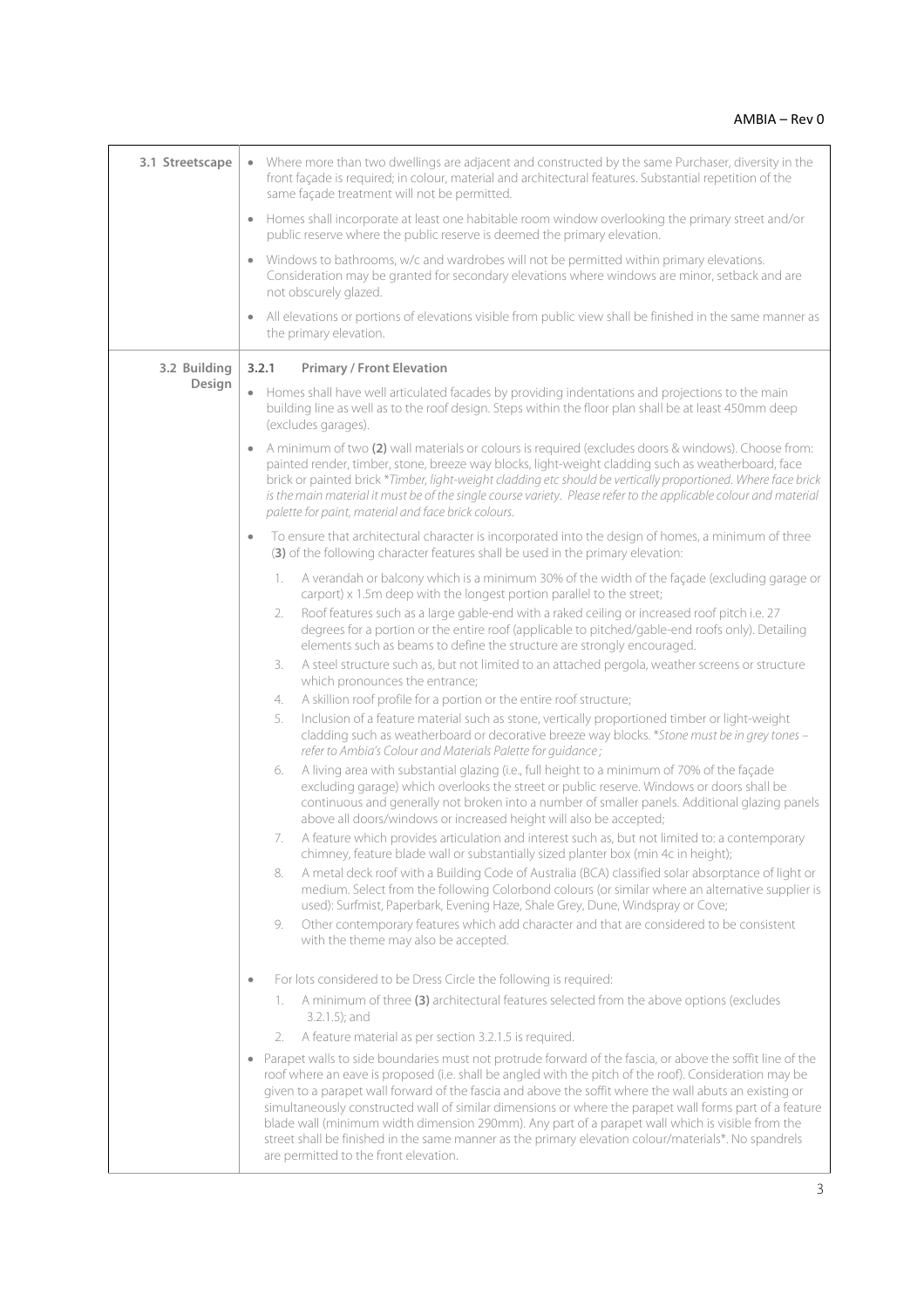| | |
|---|---|
| **3.1 Streetscape** | • Where more than two dwellings are adjacent and constructed by the same Purchaser, diversity in the front façade is required; in colour, material and architectural features. Substantial repetition of the same façade treatment will not be permitted.<br><br>• Homes shall incorporate at least one habitable room window overlooking the primary street and/or public reserve where the public reserve is deemed the primary elevation.<br><br>• Windows to bathrooms, w/c and wardrobes will not be permitted within primary elevations. Consideration may be granted for secondary elevations where windows are minor, setback and are not obscurely glazed.<br><br>• All elevations or portions of elevations visible from public view shall be finished in the same manner as the primary elevation. |
| **3.2 Building Design** | **3.2.1 Primary / Front Elevation**<br><br>• Homes shall have well articulated facades by providing indentations and projections to the main building line as well as to the roof design. Steps within the floor plan shall be at least 450mm deep (excludes garages).<br><br>• A minimum of two **(2)** wall materials or colours is required (excludes doors & windows). Choose from: painted render, timber, stone, breeze way blocks, light-weight cladding such as weatherboard, face brick or painted brick *\*Timber, light-weight cladding etc should be vertically proportioned. Where face brick is the main material it must be of the single course variety. Please refer to the applicable colour and material palette for paint, material and face brick colours.*<br><br>• To ensure that architectural character is incorporated into the design of homes, a minimum of three (**3**) of the following character features shall be used in the primary elevation:<br><br>1. A verandah or balcony which is a minimum 30% of the width of the façade (excluding garage or carport) x 1.5m deep with the longest portion parallel to the street;<br>2. Roof features such as a large gable-end with a raked ceiling or increased roof pitch i.e. 27 degrees for a portion or the entire roof (applicable to pitched/gable-end roofs only). Detailing elements such as beams to define the structure are strongly encouraged.<br>3. A steel structure such as, but not limited to an attached pergola, weather screens or structure which pronounces the entrance;<br>4. A skillion roof profile for a portion or the entire roof structure;<br>5. Inclusion of a feature material such as stone, vertically proportioned timber or light-weight cladding such as weatherboard or decorative breeze way blocks. *\*Stone must be in grey tones – refer to Ambia's Colour and Materials Palette for guidance ;*<br>6. A living area with substantial glazing (i.e., full height to a minimum of 70% of the façade excluding garage) which overlooks the street or public reserve. Windows or doors shall be continuous and generally not broken into a number of smaller panels. Additional glazing panels above all doors/windows or increased height will also be accepted;<br>7. A feature which provides articulation and interest such as, but not limited to: a contemporary chimney, feature blade wall or substantially sized planter box (min 4c in height);<br>8. A metal deck roof with a Building Code of Australia (BCA) classified solar absorptance of light or medium. Select from the following Colorbond colours (or similar where an alternative supplier is used): Surfmist, Paperbark, Evening Haze, Shale Grey, Dune, Windspray or Cove;<br>9. Other contemporary features which add character and that are considered to be consistent with the theme may also be accepted.<br><br>• For lots considered to be Dress Circle the following is required:<br><br>1. A minimum of three **(3)** architectural features selected from the above options (excludes 3.2.1.5); and<br>2. A feature material as per section 3.2.1.5 is required.<br><br>• Parapet walls to side boundaries must not protrude forward of the fascia, or above the soffit line of the roof where an eave is proposed (i.e. shall be angled with the pitch of the roof). Consideration may be given to a parapet wall forward of the fascia and above the soffit where the wall abuts an existing or simultaneously constructed wall of similar dimensions or where the parapet wall forms part of a feature blade wall (minimum width dimension 290mm). Any part of a parapet wall which is visible from the street shall be finished in the same manner as the primary elevation colour/materials*. No spandrels are permitted to the front elevation. |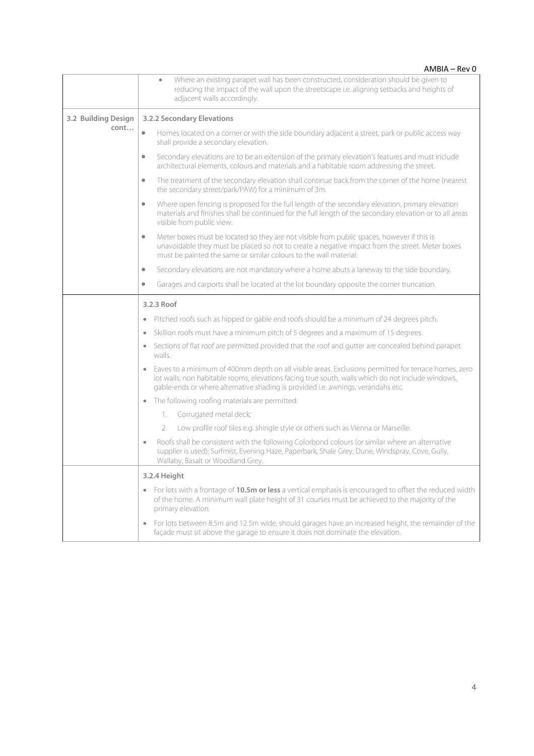| | |
|---|---|
| | • Where an existing parapet wall has been constructed, consideration should be given to reducing the impact of the wall upon the streetscape i.e. aligning setbacks and heights of adjacent walls accordingly. |
| **3.2 Building Design cont…** | **3.2.2 Secondary Elevations**<br>• Homes located on a corner or with the side boundary adjacent a street, park or public access way shall provide a secondary elevation.<br>• Secondary elevations are to be an extension of the primary elevation's features and must include architectural elements, colours and materials and a habitable room addressing the street.<br>• The treatment of the secondary elevation shall continue back from the corner of the home (nearest the secondary street/park/PAW) for a minimum of 3m.<br>• Where open fencing is proposed for the full length of the secondary elevation, primary elevation materials and finishes shall be continued for the full length of the secondary elevation or to all areas visible from public view.<br>• Meter boxes must be located so they are not visible from public spaces, however if this is unavoidable they must be placed so not to create a negative impact from the street. Meter boxes must be painted the same or similar colours to the wall material.<br>• Secondary elevations are not mandatory where a home abuts a laneway to the side boundary.<br>• Garages and carports shall be located at the lot boundary opposite the corner truncation. |
| | **3.2.3 Roof**<br>• Pitched roofs such as hipped or gable end roofs should be a minimum of 24 degrees pitch.<br>• Skillion roofs must have a minimum pitch of 5 degrees and a maximum of 15 degrees.<br>• Sections of flat roof are permitted provided that the roof and gutter are concealed behind parapet walls.<br>• Eaves to a minimum of 400mm depth on all visible areas. Exclusions permitted for terrace homes, zero lot walls, non habitable rooms, elevations facing true south, walls which do not include windows, gable-ends or where alternative shading is provided i.e. awnings, verandahs etc.<br>• The following roofing materials are permitted:<br>1. Corrugated metal deck;<br>2. Low profile roof tiles e.g. shingle style or others such as Vienna or Marseille.<br>• Roofs shall be consistent with the following Colorbond colours (or similar where an alternative supplier is used): Surfmist, Evening Haze, Paperbark, Shale Grey, Dune, Windspray, Cove, Gully, Wallaby, Basalt or Woodland Grey. |
| | **3.2.4 Height**<br>• For lots with a frontage of **10.5m or less** a vertical emphasis is encouraged to offset the reduced width of the home. A minimum wall plate height of 31 courses must be achieved to the majority of the primary elevation.<br>• For lots between 8.5m and 12.5m wide, should garages have an increased height, the remainder of the façade must sit above the garage to ensure it does not dominate the elevation. |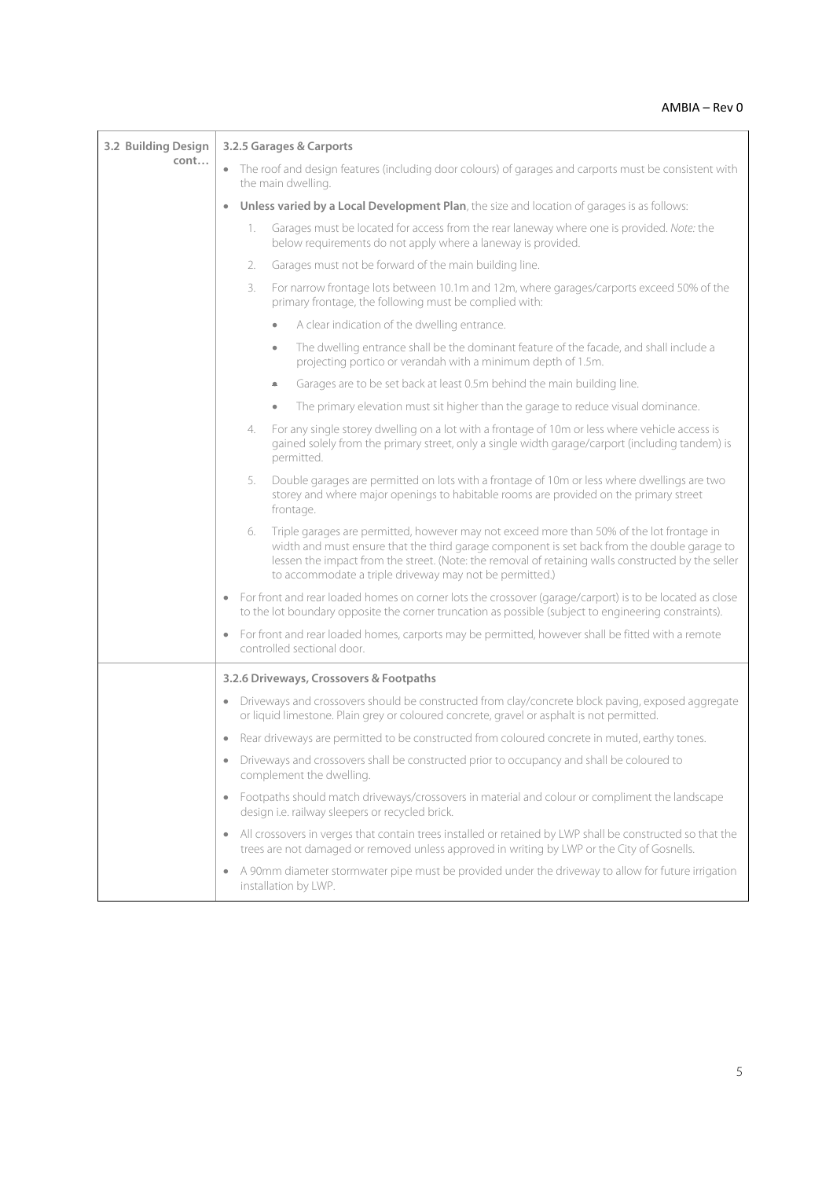**3.2 Building Design cont…**

**3.2.5 Garages & Carports**

- The roof and design features (including door colours) of garages and carports must be consistent with the main dwelling.
- **Unless varied by a Local Development Plan**, the size and location of garages is as follows:
  1. Garages must be located for access from the rear laneway where one is provided. *Note:* the below requirements do not apply where a laneway is provided.
  2. Garages must not be forward of the main building line.
  3. For narrow frontage lots between 10.1m and 12m, where garages/carports exceed 50% of the primary frontage, the following must be complied with:
     - A clear indication of the dwelling entrance.
     - The dwelling entrance shall be the dominant feature of the facade, and shall include a projecting portico or verandah with a minimum depth of 1.5m.
     - Garages are to be set back at least 0.5m behind the main building line.
     - The primary elevation must sit higher than the garage to reduce visual dominance.
  4. For any single storey dwelling on a lot with a frontage of 10m or less where vehicle access is gained solely from the primary street, only a single width garage/carport (including tandem) is permitted.
  5. Double garages are permitted on lots with a frontage of 10m or less where dwellings are two storey and where major openings to habitable rooms are provided on the primary street frontage.
  6. Triple garages are permitted, however may not exceed more than 50% of the lot frontage in width and must ensure that the third garage component is set back from the double garage to lessen the impact from the street. (Note: the removal of retaining walls constructed by the seller to accommodate a triple driveway may not be permitted.)
- For front and rear loaded homes on corner lots the crossover (garage/carport) is to be located as close to the lot boundary opposite the corner truncation as possible (subject to engineering constraints).
- For front and rear loaded homes, carports may be permitted, however shall be fitted with a remote controlled sectional door.

**3.2.6 Driveways, Crossovers & Footpaths**

- Driveways and crossovers should be constructed from clay/concrete block paving, exposed aggregate or liquid limestone. Plain grey or coloured concrete, gravel or asphalt is not permitted.
- Rear driveways are permitted to be constructed from coloured concrete in muted, earthy tones.
- Driveways and crossovers shall be constructed prior to occupancy and shall be coloured to complement the dwelling.
- Footpaths should match driveways/crossovers in material and colour or compliment the landscape design i.e. railway sleepers or recycled brick.
- All crossovers in verges that contain trees installed or retained by LWP shall be constructed so that the trees are not damaged or removed unless approved in writing by LWP or the City of Gosnells.
- A 90mm diameter stormwater pipe must be provided under the driveway to allow for future irrigation installation by LWP.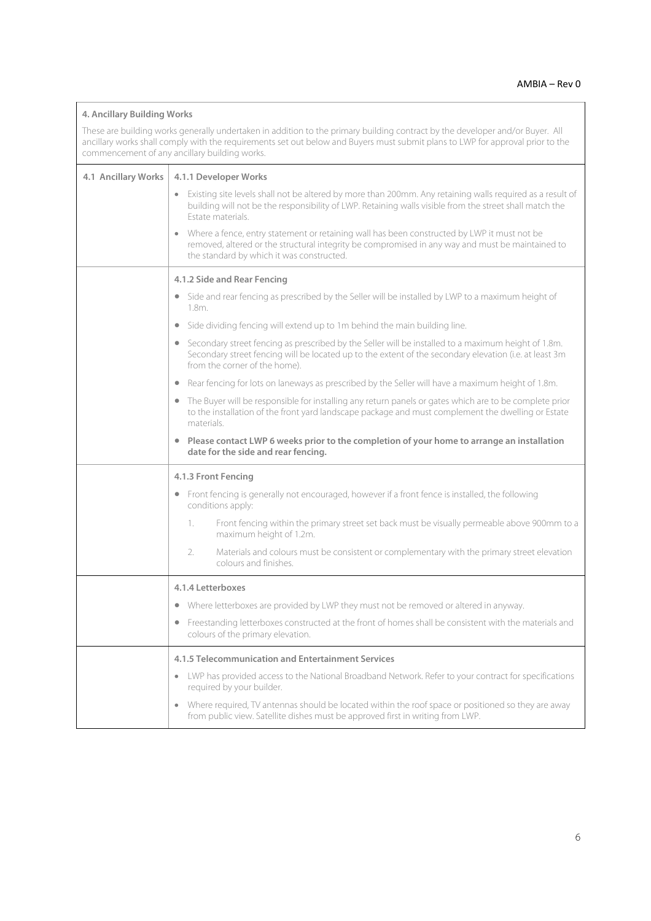## 4. Ancillary Building Works

These are building works generally undertaken in addition to the primary building contract by the developer and/or Buyer. All ancillary works shall comply with the requirements set out below and Buyers must submit plans to LWP for approval prior to the commencement of any ancillary building works.

### 4.1 Ancillary Works

#### 4.1.1 Developer Works

- Existing site levels shall not be altered by more than 200mm. Any retaining walls required as a result of building will not be the responsibility of LWP. Retaining walls visible from the street shall match the Estate materials.
- Where a fence, entry statement or retaining wall has been constructed by LWP it must not be removed, altered or the structural integrity be compromised in any way and must be maintained to the standard by which it was constructed.

#### 4.1.2 Side and Rear Fencing

- Side and rear fencing as prescribed by the Seller will be installed by LWP to a maximum height of 1.8m.
- Side dividing fencing will extend up to 1m behind the main building line.
- Secondary street fencing as prescribed by the Seller will be installed to a maximum height of 1.8m. Secondary street fencing will be located up to the extent of the secondary elevation (i.e. at least 3m from the corner of the home).
- Rear fencing for lots on laneways as prescribed by the Seller will have a maximum height of 1.8m.
- The Buyer will be responsible for installing any return panels or gates which are to be complete prior to the installation of the front yard landscape package and must complement the dwelling or Estate materials.
- **Please contact LWP 6 weeks prior to the completion of your home to arrange an installation date for the side and rear fencing.**

#### 4.1.3 Front Fencing

- Front fencing is generally not encouraged, however if a front fence is installed, the following conditions apply:
  1. Front fencing within the primary street set back must be visually permeable above 900mm to a maximum height of 1.2m.
  2. Materials and colours must be consistent or complementary with the primary street elevation colours and finishes.

#### 4.1.4 Letterboxes

- Where letterboxes are provided by LWP they must not be removed or altered in anyway.
- Freestanding letterboxes constructed at the front of homes shall be consistent with the materials and colours of the primary elevation.

#### 4.1.5 Telecommunication and Entertainment Services

- LWP has provided access to the National Broadband Network. Refer to your contract for specifications required by your builder.
- Where required, TV antennas should be located within the roof space or positioned so they are away from public view. Satellite dishes must be approved first in writing from LWP.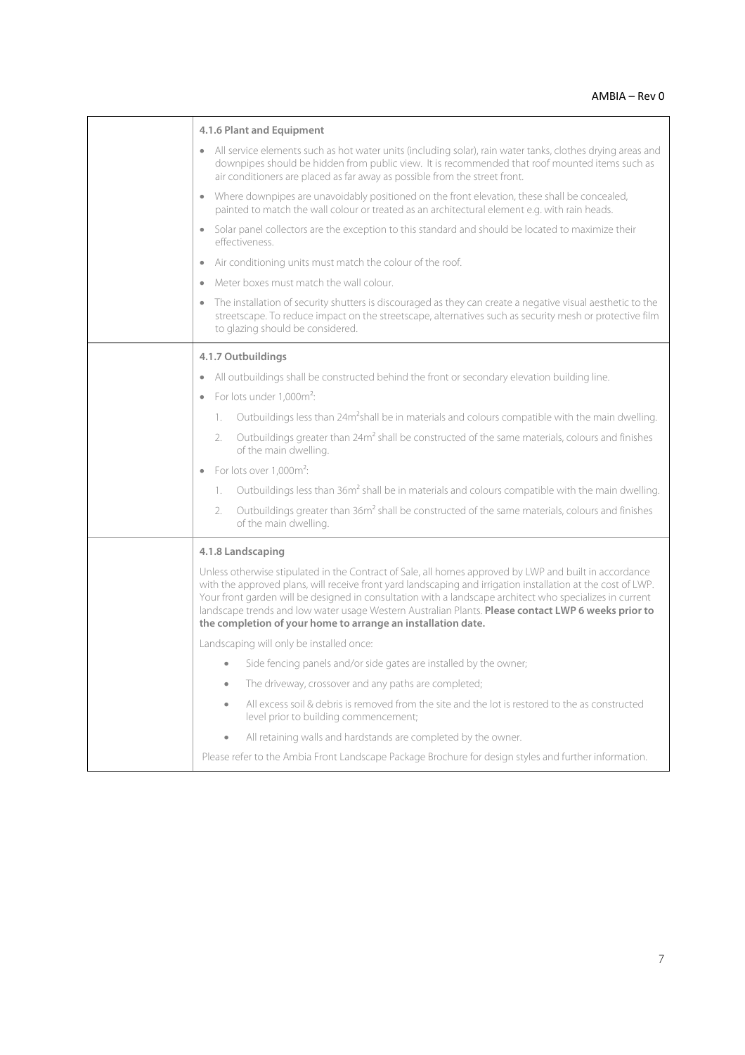#### 4.1.6 Plant and Equipment

- All service elements such as hot water units (including solar), rain water tanks, clothes drying areas and downpipes should be hidden from public view. It is recommended that roof mounted items such as air conditioners are placed as far away as possible from the street front.
- Where downpipes are unavoidably positioned on the front elevation, these shall be concealed, painted to match the wall colour or treated as an architectural element e.g. with rain heads.
- Solar panel collectors are the exception to this standard and should be located to maximize their effectiveness.
- Air conditioning units must match the colour of the roof.
- Meter boxes must match the wall colour.
- The installation of security shutters is discouraged as they can create a negative visual aesthetic to the streetscape. To reduce impact on the streetscape, alternatives such as security mesh or protective film to glazing should be considered.

#### 4.1.7 Outbuildings

- All outbuildings shall be constructed behind the front or secondary elevation building line.
- For lots under 1,000m²:
  1. Outbuildings less than 24m² shall be in materials and colours compatible with the main dwelling.
  2. Outbuildings greater than 24m² shall be constructed of the same materials, colours and finishes of the main dwelling.
- For lots over 1,000m²:
  1. Outbuildings less than 36m² shall be in materials and colours compatible with the main dwelling.
  2. Outbuildings greater than 36m² shall be constructed of the same materials, colours and finishes of the main dwelling.

#### 4.1.8 Landscaping

Unless otherwise stipulated in the Contract of Sale, all homes approved by LWP and built in accordance with the approved plans, will receive front yard landscaping and irrigation installation at the cost of LWP. Your front garden will be designed in consultation with a landscape architect who specializes in current landscape trends and low water usage Western Australian Plants. **Please contact LWP 6 weeks prior to the completion of your home to arrange an installation date.**

Landscaping will only be installed once:

- Side fencing panels and/or side gates are installed by the owner;
- The driveway, crossover and any paths are completed;
- All excess soil & debris is removed from the site and the lot is restored to the as constructed level prior to building commencement;
- All retaining walls and hardstands are completed by the owner.

Please refer to the Ambia Front Landscape Package Brochure for design styles and further information.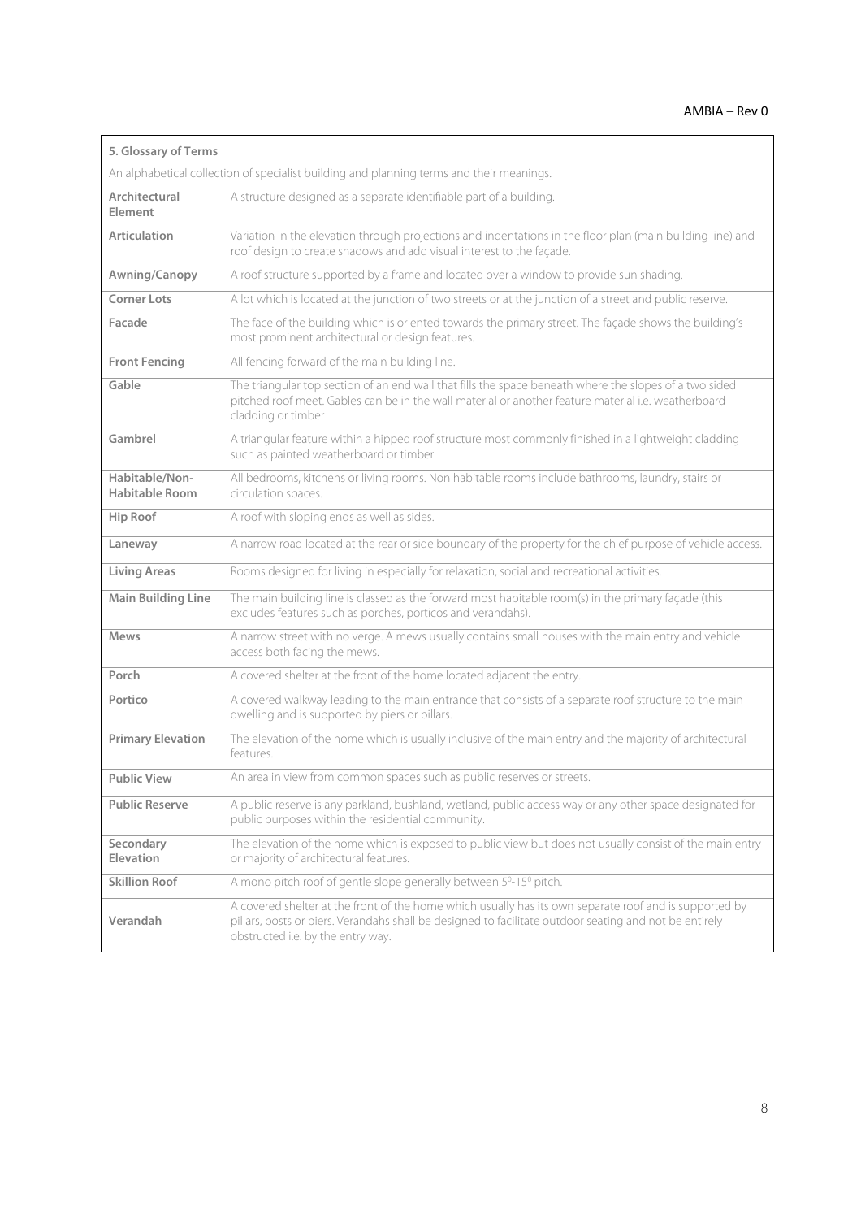## 5. Glossary of Terms

An alphabetical collection of specialist building and planning terms and their meanings.

| | |
|---|---|
| **Architectural Element** | A structure designed as a separate identifiable part of a building. |
| **Articulation** | Variation in the elevation through projections and indentations in the floor plan (main building line) and roof design to create shadows and add visual interest to the façade. |
| **Awning/Canopy** | A roof structure supported by a frame and located over a window to provide sun shading. |
| **Corner Lots** | A lot which is located at the junction of two streets or at the junction of a street and public reserve. |
| **Facade** | The face of the building which is oriented towards the primary street. The façade shows the building's most prominent architectural or design features. |
| **Front Fencing** | All fencing forward of the main building line. |
| **Gable** | The triangular top section of an end wall that fills the space beneath where the slopes of a two sided pitched roof meet. Gables can be in the wall material or another feature material i.e. weatherboard cladding or timber |
| **Gambrel** | A triangular feature within a hipped roof structure most commonly finished in a lightweight cladding such as painted weatherboard or timber |
| **Habitable/Non-Habitable Room** | All bedrooms, kitchens or living rooms. Non habitable rooms include bathrooms, laundry, stairs or circulation spaces. |
| **Hip Roof** | A roof with sloping ends as well as sides. |
| **Laneway** | A narrow road located at the rear or side boundary of the property for the chief purpose of vehicle access. |
| **Living Areas** | Rooms designed for living in especially for relaxation, social and recreational activities. |
| **Main Building Line** | The main building line is classed as the forward most habitable room(s) in the primary façade (this excludes features such as porches, porticos and verandahs). |
| **Mews** | A narrow street with no verge. A mews usually contains small houses with the main entry and vehicle access both facing the mews. |
| **Porch** | A covered shelter at the front of the home located adjacent the entry. |
| **Portico** | A covered walkway leading to the main entrance that consists of a separate roof structure to the main dwelling and is supported by piers or pillars. |
| **Primary Elevation** | The elevation of the home which is usually inclusive of the main entry and the majority of architectural features. |
| **Public View** | An area in view from common spaces such as public reserves or streets. |
| **Public Reserve** | A public reserve is any parkland, bushland, wetland, public access way or any other space designated for public purposes within the residential community. |
| **Secondary Elevation** | The elevation of the home which is exposed to public view but does not usually consist of the main entry or majority of architectural features. |
| **Skillion Roof** | A mono pitch roof of gentle slope generally between $5^0$-$15^0$ pitch. |
| **Verandah** | A covered shelter at the front of the home which usually has its own separate roof and is supported by pillars, posts or piers. Verandahs shall be designed to facilitate outdoor seating and not be entirely obstructed i.e. by the entry way. |